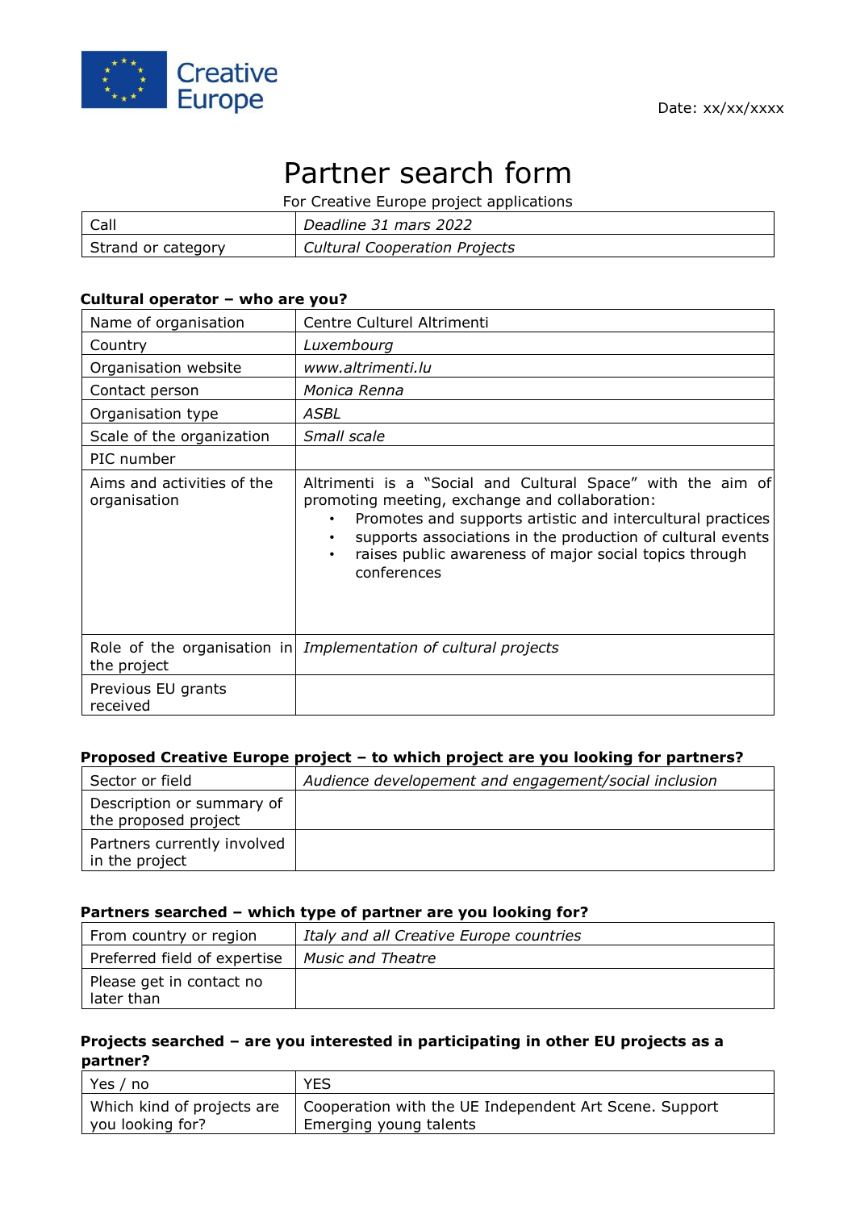Creative Europe

Date: xx/xx/xxxx

# Partner search form

For Creative Europe project applications

| | |
|---|---|
| Call | *Deadline 31 mars 2022* |
| Strand or category | *Cultural Cooperation Projects* |

**Cultural operator – who are you?**

| | |
|---|---|
| Name of organisation | Centre Culturel Altrimenti |
| Country | *Luxembourg* |
| Organisation website | *www.altrimenti.lu* |
| Contact person | *Monica Renna* |
| Organisation type | *ASBL* |
| Scale of the organization | *Small scale* |
| PIC number | |
| Aims and activities of the organisation | Altrimenti is a "Social and Cultural Space" with the aim of promoting meeting, exchange and collaboration:<br>• Promotes and supports artistic and intercultural practices<br>• supports associations in the production of cultural events<br>• raises public awareness of major social topics through conferences |
| Role of the organisation in the project | *Implementation of cultural projects* |
| Previous EU grants received | |

**Proposed Creative Europe project – to which project are you looking for partners?**

| | |
|---|---|
| Sector or field | *Audience developement and engagement/social inclusion* |
| Description or summary of the proposed project | |
| Partners currently involved in the project | |

**Partners searched – which type of partner are you looking for?**

| | |
|---|---|
| From country or region | *Italy and all Creative Europe countries* |
| Preferred field of expertise | *Music and Theatre* |
| Please get in contact no later than | |

**Projects searched – are you interested in participating in other EU projects as a partner?**

| | |
|---|---|
| Yes / no | YES |
| Which kind of projects are you looking for? | Cooperation with the UE Independent Art Scene. Support Emerging young talents |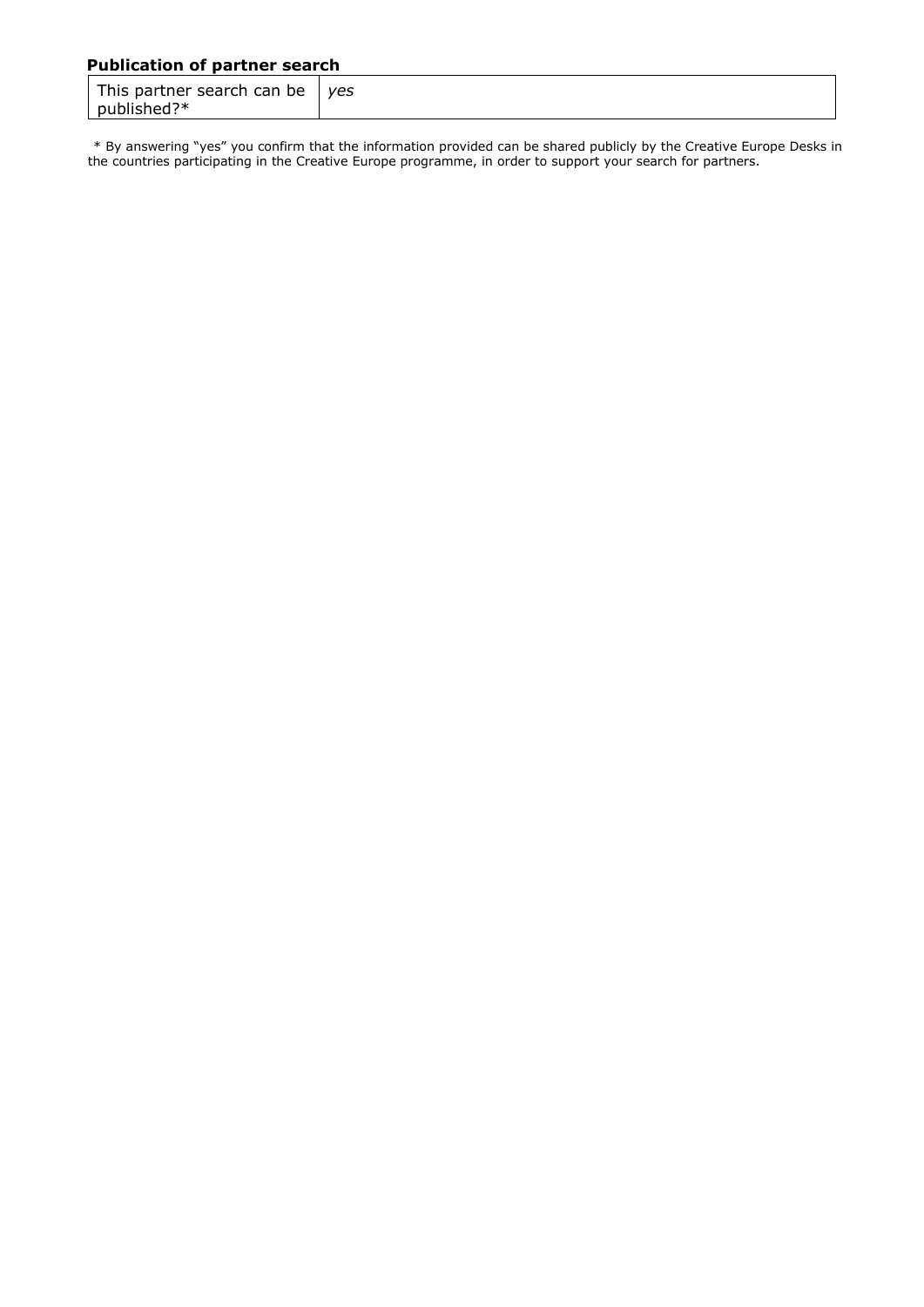### Publication of partner search

| | |
|---|---|
| This partner search can be published?* | *yes* |

\* By answering "yes" you confirm that the information provided can be shared publicly by the Creative Europe Desks in the countries participating in the Creative Europe programme, in order to support your search for partners.